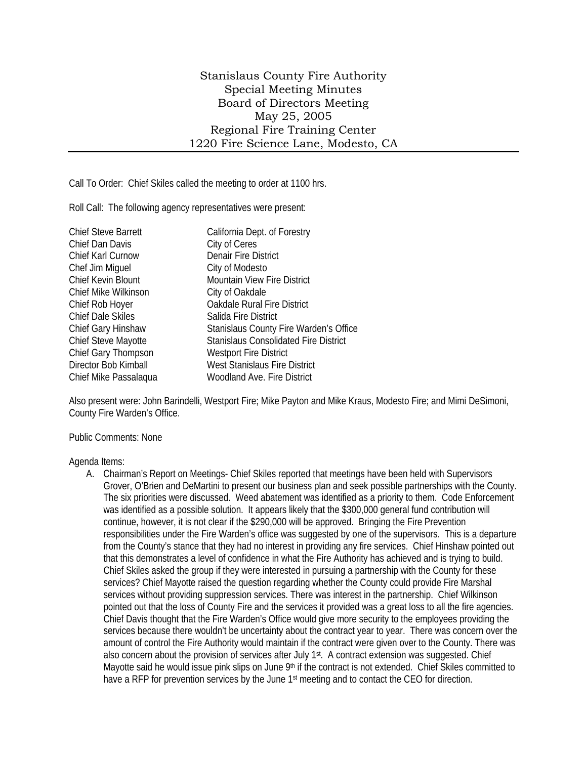# Stanislaus County Fire Authority
## Special Meeting Minutes
## Board of Directors Meeting
## May 25, 2005
## Regional Fire Training Center
## 1220 Fire Science Lane, Modesto, CA

Call To Order: Chief Skiles called the meeting to order at 1100 hrs.

Roll Call: The following agency representatives were present:

| | |
|---|---|
| Chief Steve Barrett | California Dept. of Forestry |
| Chief Dan Davis | City of Ceres |
| Chief Karl Curnow | Denair Fire District |
| Chef Jim Miguel | City of Modesto |
| Chief Kevin Blount | Mountain View Fire District |
| Chief Mike Wilkinson | City of Oakdale |
| Chief Rob Hoyer | Oakdale Rural Fire District |
| Chief Dale Skiles | Salida Fire District |
| Chief Gary Hinshaw | Stanislaus County Fire Warden's Office |
| Chief Steve Mayotte | Stanislaus Consolidated Fire District |
| Chief Gary Thompson | Westport Fire District |
| Director Bob Kimball | West Stanislaus Fire District |
| Chief Mike Passalaqua | Woodland Ave. Fire District |

Also present were: John Barindelli, Westport Fire; Mike Payton and Mike Kraus, Modesto Fire; and Mimi DeSimoni, County Fire Warden's Office.

Public Comments: None

Agenda Items:

A. Chairman's Report on Meetings- Chief Skiles reported that meetings have been held with Supervisors Grover, O'Brien and DeMartini to present our business plan and seek possible partnerships with the County. The six priorities were discussed. Weed abatement was identified as a priority to them. Code Enforcement was identified as a possible solution. It appears likely that the $300,000 general fund contribution will continue, however, it is not clear if the $290,000 will be approved. Bringing the Fire Prevention responsibilities under the Fire Warden's office was suggested by one of the supervisors. This is a departure from the County's stance that they had no interest in providing any fire services. Chief Hinshaw pointed out that this demonstrates a level of confidence in what the Fire Authority has achieved and is trying to build. Chief Skiles asked the group if they were interested in pursuing a partnership with the County for these services? Chief Mayotte raised the question regarding whether the County could provide Fire Marshal services without providing suppression services. There was interest in the partnership. Chief Wilkinson pointed out that the loss of County Fire and the services it provided was a great loss to all the fire agencies. Chief Davis thought that the Fire Warden's Office would give more security to the employees providing the services because there wouldn't be uncertainty about the contract year to year. There was concern over the amount of control the Fire Authority would maintain if the contract were given over to the County. There was also concern about the provision of services after July 1st. A contract extension was suggested. Chief Mayotte said he would issue pink slips on June 9th if the contract is not extended. Chief Skiles committed to have a RFP for prevention services by the June 1st meeting and to contact the CEO for direction.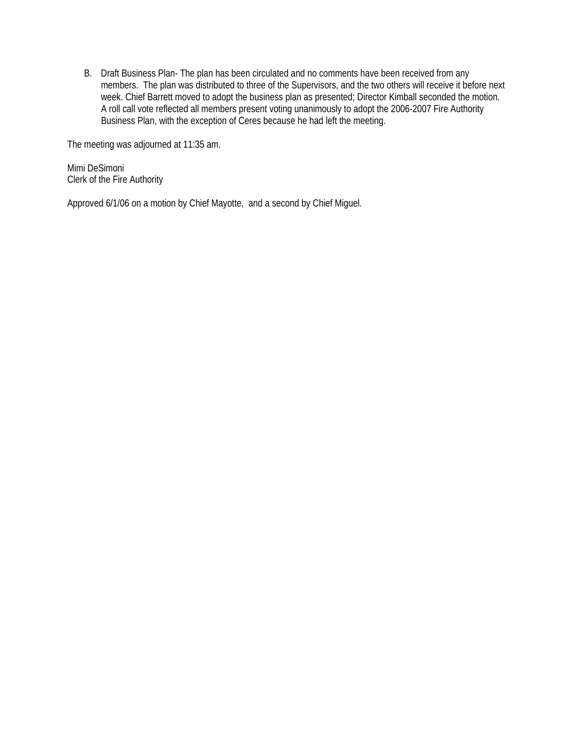B. Draft Business Plan- The plan has been circulated and no comments have been received from any members. The plan was distributed to three of the Supervisors, and the two others will receive it before next week. Chief Barrett moved to adopt the business plan as presented; Director Kimball seconded the motion. A roll call vote reflected all members present voting unanimously to adopt the 2006-2007 Fire Authority Business Plan, with the exception of Ceres because he had left the meeting.

The meeting was adjourned at 11:35 am.

Mimi DeSimoni
Clerk of the Fire Authority

Approved 6/1/06 on a motion by Chief Mayotte, and a second by Chief Miguel.